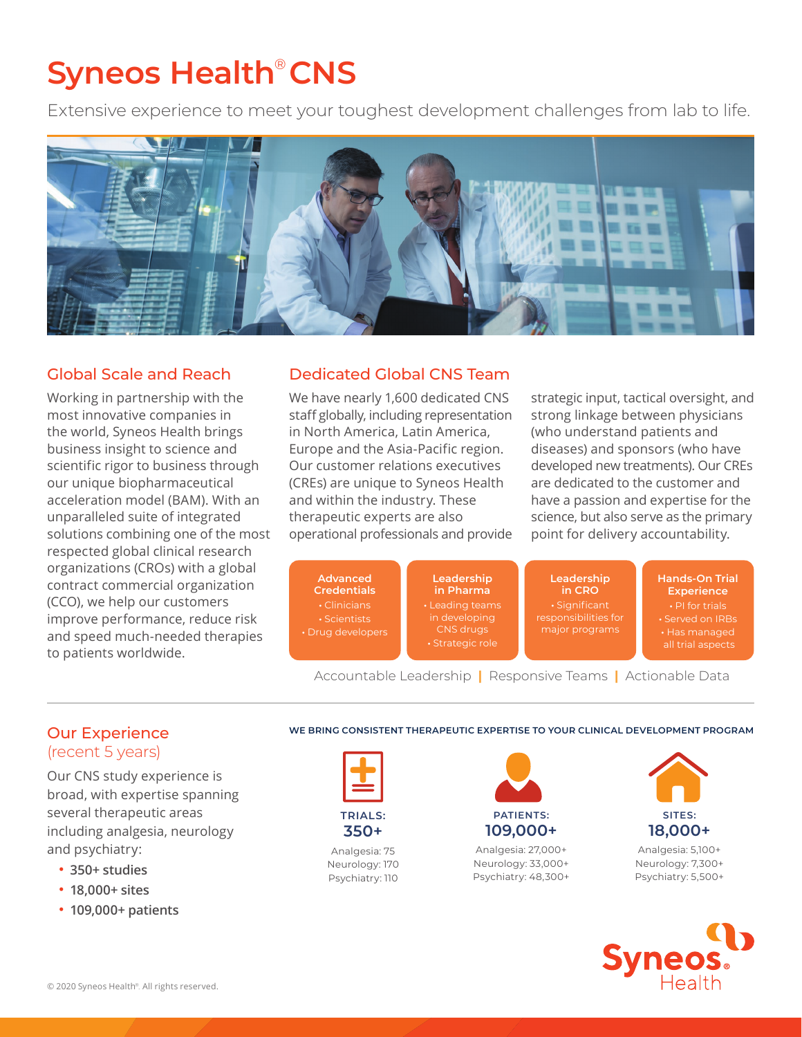# Syneos Health® CNS

Extensive experience to meet your toughest development challenges from lab to life.

## Global Scale and Reach

Working in partnership with the most innovative companies in the world, Syneos Health brings business insight to science and scientific rigor to business through our unique biopharmaceutical acceleration model (BAM). With an unparalleled suite of integrated solutions combining one of the most respected global clinical research organizations (CROs) with a global contract commercial organization (CCO), we help our customers improve performance, reduce risk and speed much-needed therapies to patients worldwide.

## Dedicated Global CNS Team

We have nearly 1,600 dedicated CNS staff globally, including representation in North America, Latin America, Europe and the Asia-Pacific region. Our customer relations executives (CREs) are unique to Syneos Health and within the industry. These therapeutic experts are also operational professionals and provide strategic input, tactical oversight, and strong linkage between physicians (who understand patients and diseases) and sponsors (who have developed new treatments). Our CREs are dedicated to the customer and have a passion and expertise for the science, but also serve as the primary point for delivery accountability.

**Advanced Credentials**
- Clinicians
- Scientists
- Drug developers

**Leadership in Pharma**
- Leading teams in developing CNS drugs
- Strategic role

**Leadership in CRO**
- Significant responsibilities for major programs

**Hands-On Trial Experience**
- PI for trials
- Served on IRBs
- Has managed all trial aspects

Accountable Leadership | Responsive Teams | Actionable Data

## Our Experience
(recent 5 years)

Our CNS study experience is broad, with expertise spanning several therapeutic areas including analgesia, neurology and psychiatry:

- **350+ studies**
- **18,000+ sites**
- **109,000+ patients**

**WE BRING CONSISTENT THERAPEUTIC EXPERTISE TO YOUR CLINICAL DEVELOPMENT PROGRAM**

**TRIALS: 350+**
Analgesia: 75
Neurology: 170
Psychiatry: 110

**PATIENTS: 109,000+**
Analgesia: 27,000+
Neurology: 33,000+
Psychiatry: 48,300+

**SITES: 18,000+**
Analgesia: 5,100+
Neurology: 7,300+
Psychiatry: 5,500+

© 2020 Syneos Health®. All rights reserved.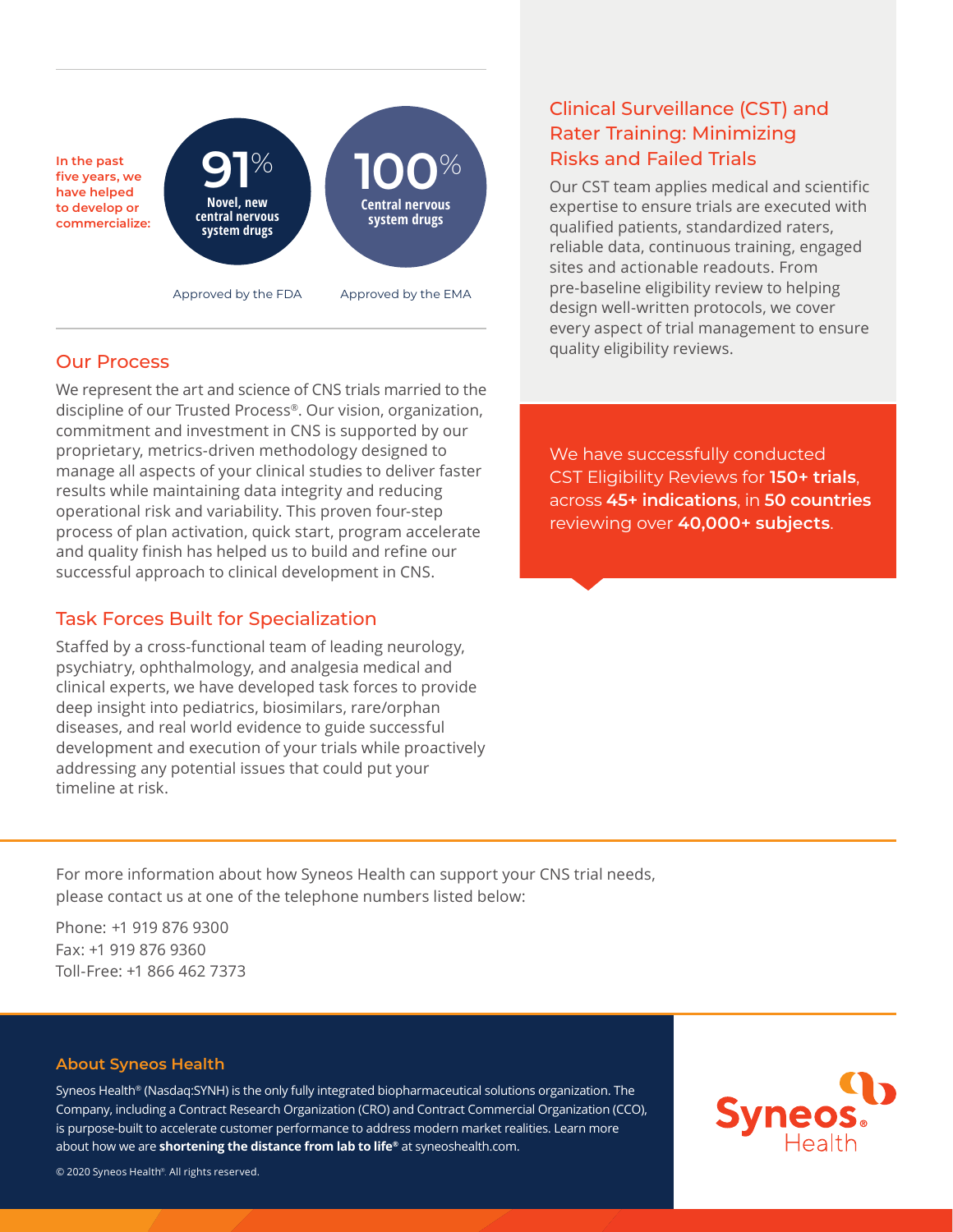**In the past five years, we have helped to develop or commercialize:**

**91%** Novel, new central nervous system drugs

Approved by the FDA

**100%** Central nervous system drugs

Approved by the EMA

## Our Process

We represent the art and science of CNS trials married to the discipline of our Trusted Process®. Our vision, organization, commitment and investment in CNS is supported by our proprietary, metrics-driven methodology designed to manage all aspects of your clinical studies to deliver faster results while maintaining data integrity and reducing operational risk and variability. This proven four-step process of plan activation, quick start, program accelerate and quality finish has helped us to build and refine our successful approach to clinical development in CNS.

## Task Forces Built for Specialization

Staffed by a cross-functional team of leading neurology, psychiatry, ophthalmology, and analgesia medical and clinical experts, we have developed task forces to provide deep insight into pediatrics, biosimilars, rare/orphan diseases, and real world evidence to guide successful development and execution of your trials while proactively addressing any potential issues that could put your timeline at risk.

## Clinical Surveillance (CST) and Rater Training: Minimizing Risks and Failed Trials

Our CST team applies medical and scientific expertise to ensure trials are executed with qualified patients, standardized raters, reliable data, continuous training, engaged sites and actionable readouts. From pre-baseline eligibility review to helping design well-written protocols, we cover every aspect of trial management to ensure quality eligibility reviews.

We have successfully conducted CST Eligibility Reviews for **150+ trials**, across **45+ indications**, in **50 countries** reviewing over **40,000+ subjects**.

For more information about how Syneos Health can support your CNS trial needs, please contact us at one of the telephone numbers listed below:

Phone: +1 919 876 9300
Fax: +1 919 876 9360
Toll-Free: +1 866 462 7373

### About Syneos Health

Syneos Health® (Nasdaq:SYNH) is the only fully integrated biopharmaceutical solutions organization. The Company, including a Contract Research Organization (CRO) and Contract Commercial Organization (CCO), is purpose-built to accelerate customer performance to address modern market realities. Learn more about how we are **shortening the distance from lab to life®** at syneoshealth.com.

© 2020 Syneos Health®. All rights reserved.

Syneos Health